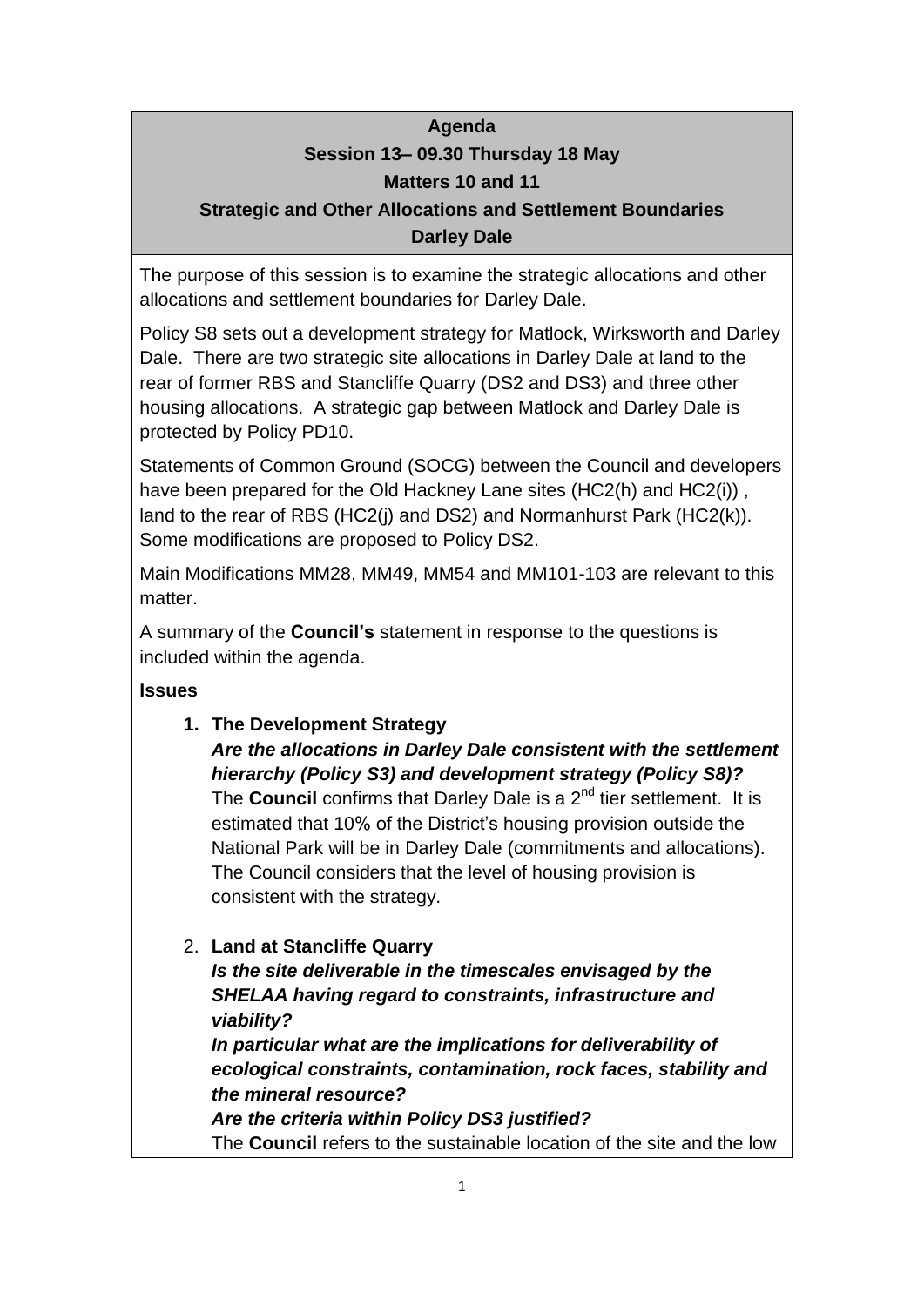**Agenda**

**Session 13– 09.30 Thursday 18 May**

**Matters 10 and 11**

**Strategic and Other Allocations and Settlement Boundaries**

**Darley Dale**

The purpose of this session is to examine the strategic allocations and other allocations and settlement boundaries for Darley Dale.

Policy S8 sets out a development strategy for Matlock, Wirksworth and Darley Dale. There are two strategic site allocations in Darley Dale at land to the rear of former RBS and Stancliffe Quarry (DS2 and DS3) and three other housing allocations. A strategic gap between Matlock and Darley Dale is protected by Policy PD10.

Statements of Common Ground (SOCG) between the Council and developers have been prepared for the Old Hackney Lane sites (HC2(h) and HC2(i)) , land to the rear of RBS (HC2(j) and DS2) and Normanhurst Park (HC2(k)). Some modifications are proposed to Policy DS2.

Main Modifications MM28, MM49, MM54 and MM101-103 are relevant to this matter.

A summary of the **Council's** statement in response to the questions is included within the agenda.

**Issues**

1. **The Development Strategy**
   ***Are the allocations in Darley Dale consistent with the settlement hierarchy (Policy S3) and development strategy (Policy S8)?***
   The **Council** confirms that Darley Dale is a 2nd tier settlement. It is estimated that 10% of the District's housing provision outside the National Park will be in Darley Dale (commitments and allocations). The Council considers that the level of housing provision is consistent with the strategy.

2. **Land at Stancliffe Quarry**
   ***Is the site deliverable in the timescales envisaged by the SHELAA having regard to constraints, infrastructure and viability?***
   ***In particular what are the implications for deliverability of ecological constraints, contamination, rock faces, stability and the mineral resource?***
   ***Are the criteria within Policy DS3 justified?***
   The **Council** refers to the sustainable location of the site and the low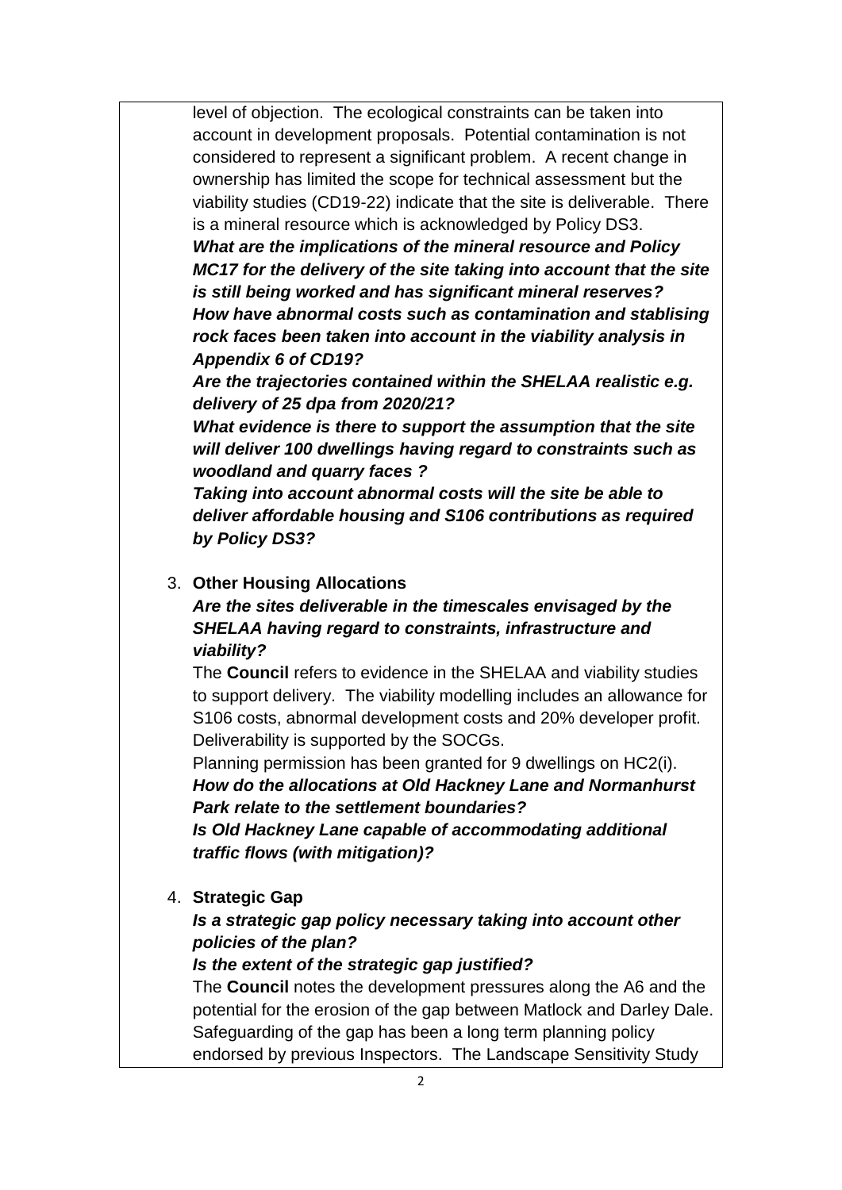level of objection. The ecological constraints can be taken into account in development proposals. Potential contamination is not considered to represent a significant problem. A recent change in ownership has limited the scope for technical assessment but the viability studies (CD19-22) indicate that the site is deliverable. There is a mineral resource which is acknowledged by Policy DS3.

***What are the implications of the mineral resource and Policy MC17 for the delivery of the site taking into account that the site is still being worked and has significant mineral reserves?***

***How have abnormal costs such as contamination and stablising rock faces been taken into account in the viability analysis in Appendix 6 of CD19?***

***Are the trajectories contained within the SHELAA realistic e.g. delivery of 25 dpa from 2020/21?***

***What evidence is there to support the assumption that the site will deliver 100 dwellings having regard to constraints such as woodland and quarry faces ?***

***Taking into account abnormal costs will the site be able to deliver affordable housing and S106 contributions as required by Policy DS3?***

3. **Other Housing Allocations**

   ***Are the sites deliverable in the timescales envisaged by the SHELAA having regard to constraints, infrastructure and viability?***

   The **Council** refers to evidence in the SHELAA and viability studies to support delivery. The viability modelling includes an allowance for S106 costs, abnormal development costs and 20% developer profit. Deliverability is supported by the SOCGs.

   Planning permission has been granted for 9 dwellings on HC2(i).

   ***How do the allocations at Old Hackney Lane and Normanhurst Park relate to the settlement boundaries?***

   ***Is Old Hackney Lane capable of accommodating additional traffic flows (with mitigation)?***

4. **Strategic Gap**

   ***Is a strategic gap policy necessary taking into account other policies of the plan?***

   ***Is the extent of the strategic gap justified?***

   The **Council** notes the development pressures along the A6 and the potential for the erosion of the gap between Matlock and Darley Dale. Safeguarding of the gap has been a long term planning policy endorsed by previous Inspectors. The Landscape Sensitivity Study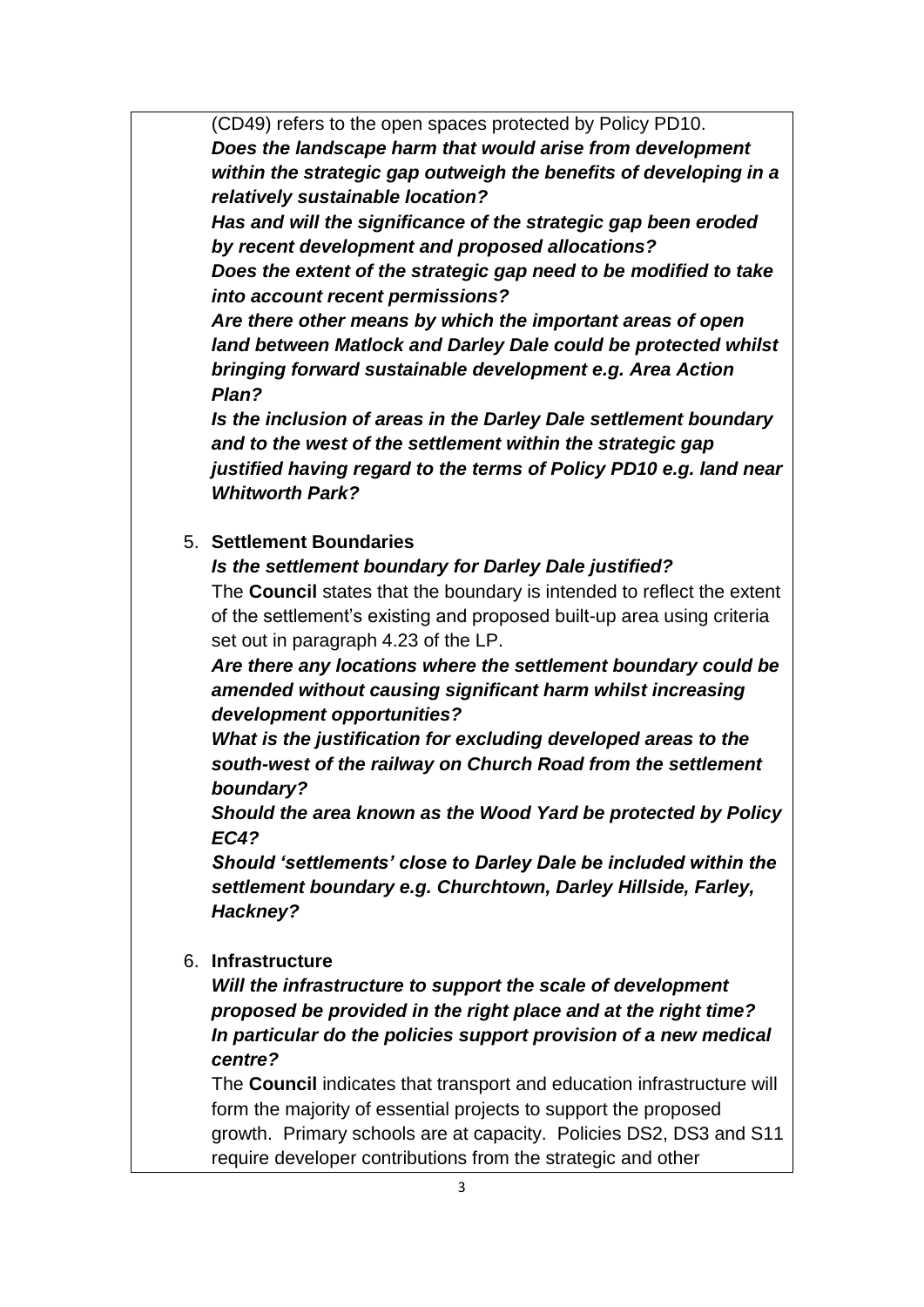(CD49) refers to the open spaces protected by Policy PD10.

***Does the landscape harm that would arise from development within the strategic gap outweigh the benefits of developing in a relatively sustainable location?***

***Has and will the significance of the strategic gap been eroded by recent development and proposed allocations?***

***Does the extent of the strategic gap need to be modified to take into account recent permissions?***

***Are there other means by which the important areas of open land between Matlock and Darley Dale could be protected whilst bringing forward sustainable development e.g. Area Action Plan?***

***Is the inclusion of areas in the Darley Dale settlement boundary and to the west of the settlement within the strategic gap justified having regard to the terms of Policy PD10 e.g. land near Whitworth Park?***

5. **Settlement Boundaries**

   ***Is the settlement boundary for Darley Dale justified?***

   The **Council** states that the boundary is intended to reflect the extent of the settlement's existing and proposed built-up area using criteria set out in paragraph 4.23 of the LP.

   ***Are there any locations where the settlement boundary could be amended without causing significant harm whilst increasing development opportunities?***

   ***What is the justification for excluding developed areas to the south-west of the railway on Church Road from the settlement boundary?***

   ***Should the area known as the Wood Yard be protected by Policy EC4?***

   ***Should 'settlements' close to Darley Dale be included within the settlement boundary e.g. Churchtown, Darley Hillside, Farley, Hackney?***

6. **Infrastructure**

   ***Will the infrastructure to support the scale of development proposed be provided in the right place and at the right time? In particular do the policies support provision of a new medical centre?***

   The **Council** indicates that transport and education infrastructure will form the majority of essential projects to support the proposed growth. Primary schools are at capacity. Policies DS2, DS3 and S11 require developer contributions from the strategic and other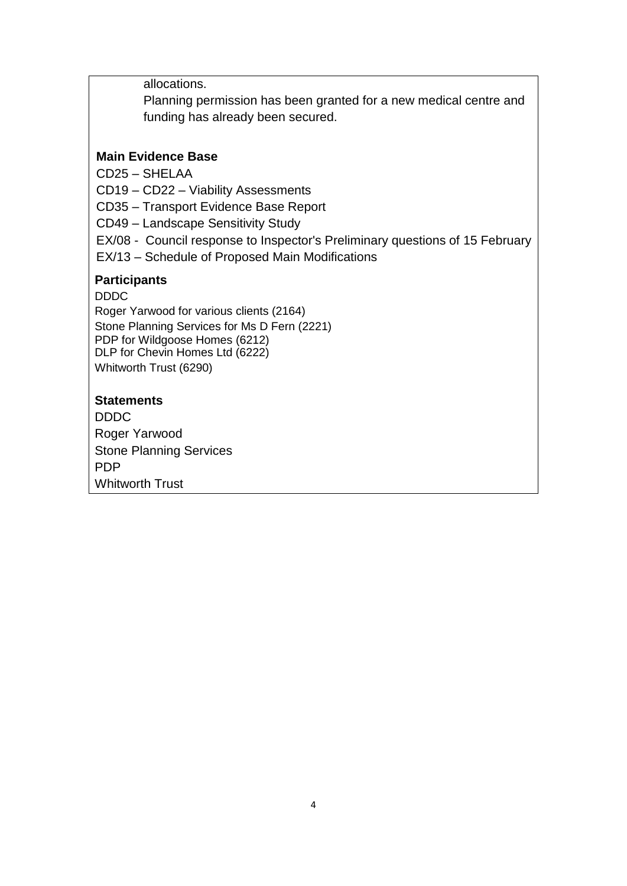allocations.

Planning permission has been granted for a new medical centre and funding has already been secured.

**Main Evidence Base**

CD25 – SHELAA
CD19 – CD22 – Viability Assessments
CD35 – Transport Evidence Base Report
CD49 – Landscape Sensitivity Study
EX/08 - Council response to Inspector's Preliminary questions of 15 February
EX/13 – Schedule of Proposed Main Modifications

**Participants**

DDDC
Roger Yarwood for various clients (2164)
Stone Planning Services for Ms D Fern (2221)
PDP for Wildgoose Homes (6212)
DLP for Chevin Homes Ltd (6222)
Whitworth Trust (6290)

**Statements**

DDDC
Roger Yarwood
Stone Planning Services
PDP
Whitworth Trust